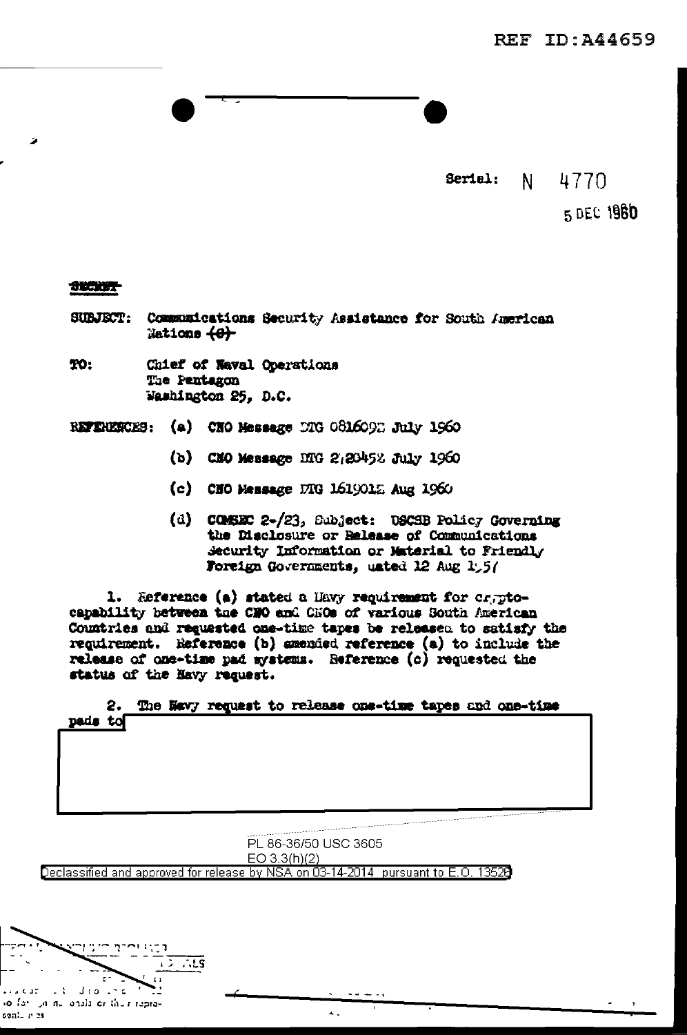Serial: N 4770

5 DEC 1960

SECRET

SUBJECT: Communications Security Assistance for South American Nations (C)

TO: Chief of Naval Operations
The Pentagon
Washington 25, D.C.

REFERENCES:
(a) CNO Message DTG 081609Z July 1960

(b) CNO Message DTG 2120452 July 1960

(c) CNO Message DTG 161901Z Aug 1960

(d) COMSEC 2-/23, Subject: USCSB Policy Governing the Disclosure or Release of Communications Security Information or Material to Friendly Foreign Governments, dated 12 Aug 1957

1. Reference (a) stated a Navy requirement for crypto-capability between the CNO and CNOs of various South American Countries and requested one-time tapes be released to satisfy the requirement. Reference (b) amended reference (a) to include the release of one-time pad systems. Reference (c) requested the status of the Navy request.

2. The Navy request to release one-time tapes and one-time pads to

PL 86-36/50 USC 3605
EO 3.3(h)(2)

Declassified and approved for release by NSA on 03-14-2014 pursuant to E.O. 13526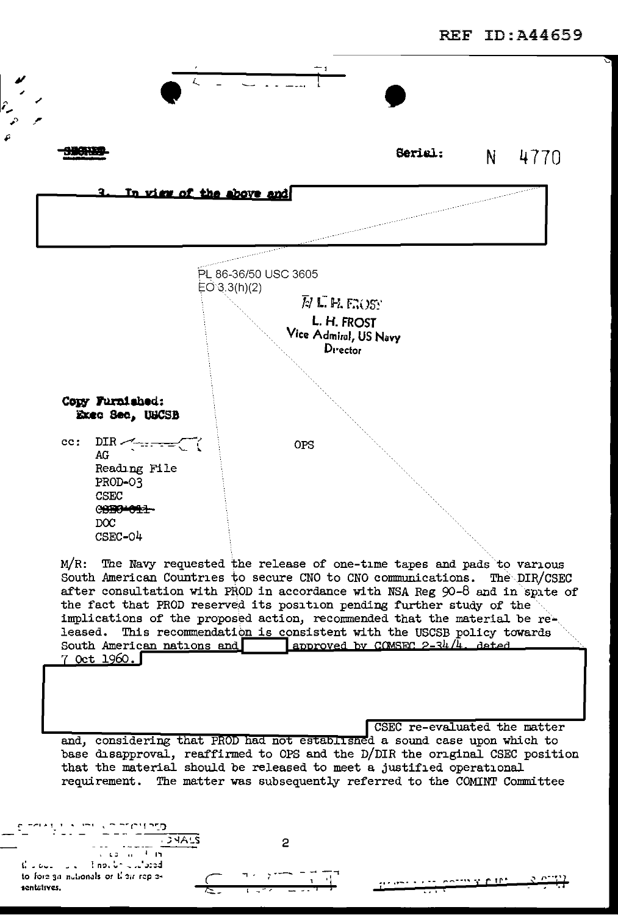REF ID:A44659

~~SECRET~~ Serial: N 4770

3. In view of the above and

PL 86-36/50 USC 3605
EO 3.3(h)(2)

/s/ L. H. FROST
L. H. FROST
Vice Admiral, US Navy
Director

Copy Furnished:
Exec Sec, USCSB

cc: DIR
AG
Reading File
PROD-03
CSEC
~~CSEC-011~~
DOC
CSEC-04

OPS

M/R: The Navy requested the release of one-time tapes and pads to various South American Countries to secure CNO to CNO communications. The DIR/CSEC after consultation with PROD in accordance with NSA Reg 90-8 and in spite of the fact that PROD reserved its position pending further study of the implications of the proposed action, recommended that the material be released. This recommendation is consistent with the USCSB policy towards South American nations and [ ] approved by COMSEC 2-34/4, dated 7 Oct 1960.

CSEC re-evaluated the matter and, considering that PROD had not established a sound case upon which to base disapproval, reaffirmed to OPS and the D/DIR the original CSEC position that the material should be released to meet a justified operational requirement. The matter was subsequently referred to the COMINT Committee

to foreign nationals or their representatives.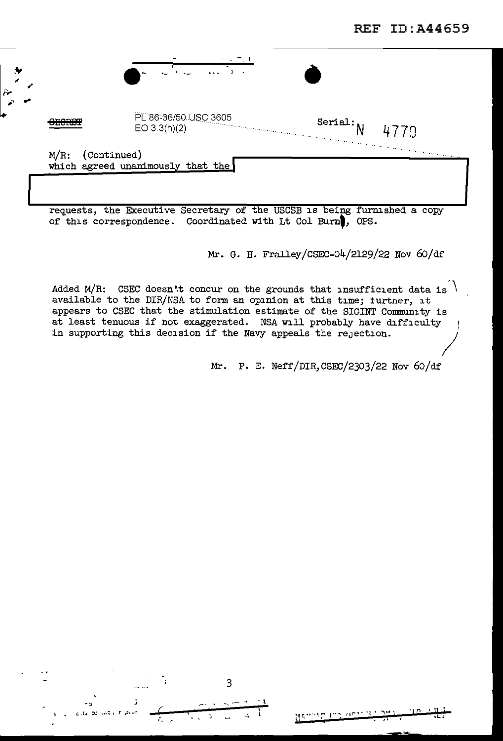SECRET

PL 86-36/50 USC 3605
EO 3.3(h)(2)

Serial: N 4770

M/R: (Continued)
which agreed unanimously that the

requests, the Executive Secretary of the USCSB is being furnished a copy of this correspondence. Coordinated with Lt Col Burn, OPS.

Mr. G. H. Fralley/CSEC-04/2129/22 Nov 60/df

Added M/R: CSEC doesn't concur on the grounds that insufficient data is available to the DIR/NSA to form an opinion at this time; further, it appears to CSEC that the stimulation estimate of the SIGINT Community is at least tenuous if not exaggerated. NSA will probably have difficulty in supporting this decision if the Navy appeals the rejection.

Mr. P. E. Neff/DIR,CSEC/2303/22 Nov 60/df